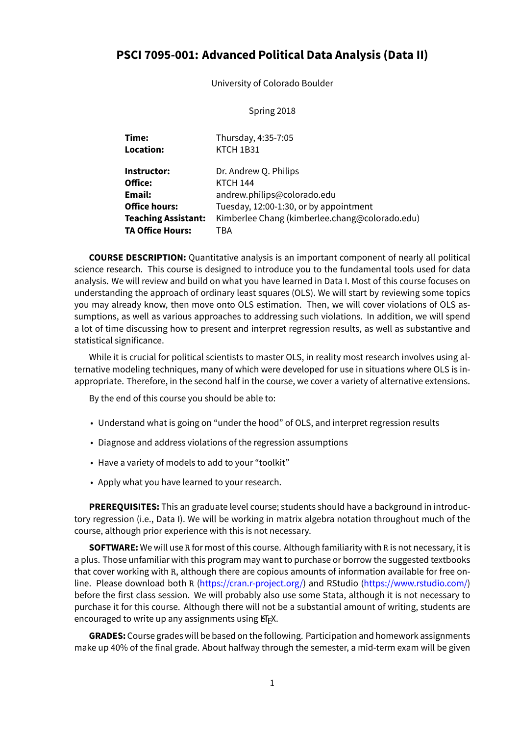# PSCI 7095-001: Advanced Political Data Analysis (Data II)

University of Colorado Boulder

Spring 2018

| | |
|---|---|
| **Time:** | Thursday, 4:35-7:05 |
| **Location:** | KTCH 1B31 |
| **Instructor:** | Dr. Andrew Q. Philips |
| **Office:** | KTCH 144 |
| **Email:** | andrew.philips@colorado.edu |
| **Office hours:** | Tuesday, 12:00-1:30, or by appointment |
| **Teaching Assistant:** | Kimberlee Chang (kimberlee.chang@colorado.edu) |
| **TA Office Hours:** | TBA |

**COURSE DESCRIPTION:** Quantitative analysis is an important component of nearly all political science research. This course is designed to introduce you to the fundamental tools used for data analysis. We will review and build on what you have learned in Data I. Most of this course focuses on understanding the approach of ordinary least squares (OLS). We will start by reviewing some topics you may already know, then move onto OLS estimation. Then, we will cover violations of OLS assumptions, as well as various approaches to addressing such violations. In addition, we will spend a lot of time discussing how to present and interpret regression results, as well as substantive and statistical significance.

While it is crucial for political scientists to master OLS, in reality most research involves using alternative modeling techniques, many of which were developed for use in situations where OLS is inappropriate. Therefore, in the second half in the course, we cover a variety of alternative extensions.

By the end of this course you should be able to:

- Understand what is going on "under the hood" of OLS, and interpret regression results
- Diagnose and address violations of the regression assumptions
- Have a variety of models to add to your "toolkit"
- Apply what you have learned to your research.

**PREREQUISITES:** This an graduate level course; students should have a background in introductory regression (i.e., Data I). We will be working in matrix algebra notation throughout much of the course, although prior experience with this is not necessary.

**SOFTWARE:** We will use R for most of this course. Although familiarity with R is not necessary, it is a plus. Those unfamiliar with this program may want to purchase or borrow the suggested textbooks that cover working with R, although there are copious amounts of information available for free online. Please download both R (https://cran.r-project.org/) and RStudio (https://www.rstudio.com/) before the first class session. We will probably also use some Stata, although it is not necessary to purchase it for this course. Although there will not be a substantial amount of writing, students are encouraged to write up any assignments using LaTeX.

**GRADES:** Course grades will be based on the following. Participation and homework assignments make up 40% of the final grade. About halfway through the semester, a mid-term exam will be given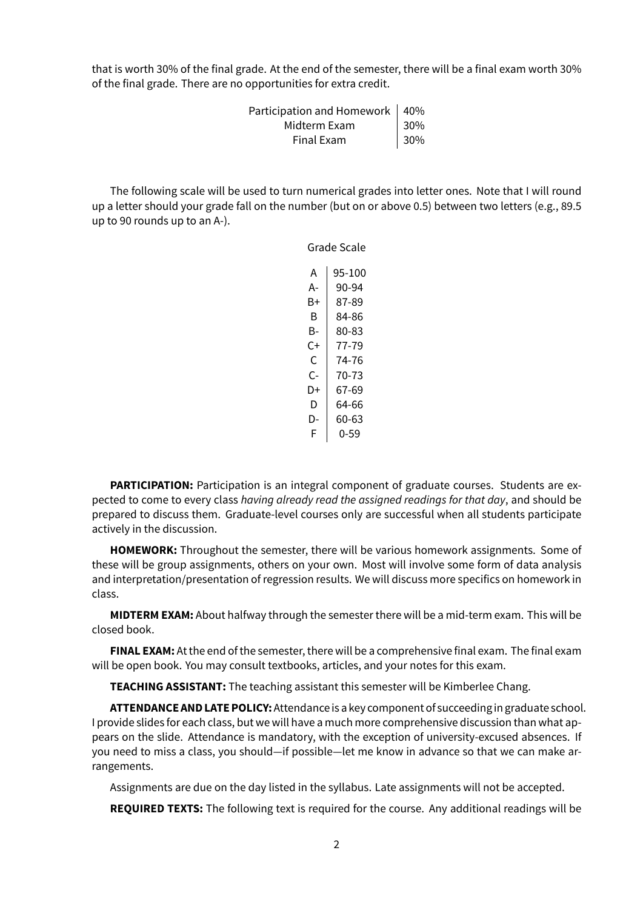that is worth 30% of the final grade. At the end of the semester, there will be a final exam worth 30% of the final grade. There are no opportunities for extra credit.

| | |
|---|---|
| Participation and Homework | 40% |
| Midterm Exam | 30% |
| Final Exam | 30% |

The following scale will be used to turn numerical grades into letter ones. Note that I will round up a letter should your grade fall on the number (but on or above 0.5) between two letters (e.g., 89.5 up to 90 rounds up to an A-).

Grade Scale

| | |
|---|---|
| A | 95-100 |
| A- | 90-94 |
| B+ | 87-89 |
| B | 84-86 |
| B- | 80-83 |
| C+ | 77-79 |
| C | 74-76 |
| C- | 70-73 |
| D+ | 67-69 |
| D | 64-66 |
| D- | 60-63 |
| F | 0-59 |

**PARTICIPATION:** Participation is an integral component of graduate courses. Students are expected to come to every class *having already read the assigned readings for that day*, and should be prepared to discuss them. Graduate-level courses only are successful when all students participate actively in the discussion.

**HOMEWORK:** Throughout the semester, there will be various homework assignments. Some of these will be group assignments, others on your own. Most will involve some form of data analysis and interpretation/presentation of regression results. We will discuss more specifics on homework in class.

**MIDTERM EXAM:** About halfway through the semester there will be a mid-term exam. This will be closed book.

**FINAL EXAM:** At the end of the semester, there will be a comprehensive final exam. The final exam will be open book. You may consult textbooks, articles, and your notes for this exam.

**TEACHING ASSISTANT:** The teaching assistant this semester will be Kimberlee Chang.

**ATTENDANCE AND LATE POLICY:** Attendance is a key component of succeeding in graduate school. I provide slides for each class, but we will have a much more comprehensive discussion than what appears on the slide. Attendance is mandatory, with the exception of university-excused absences. If you need to miss a class, you should—if possible—let me know in advance so that we can make arrangements.

Assignments are due on the day listed in the syllabus. Late assignments will not be accepted.

**REQUIRED TEXTS:** The following text is required for the course. Any additional readings will be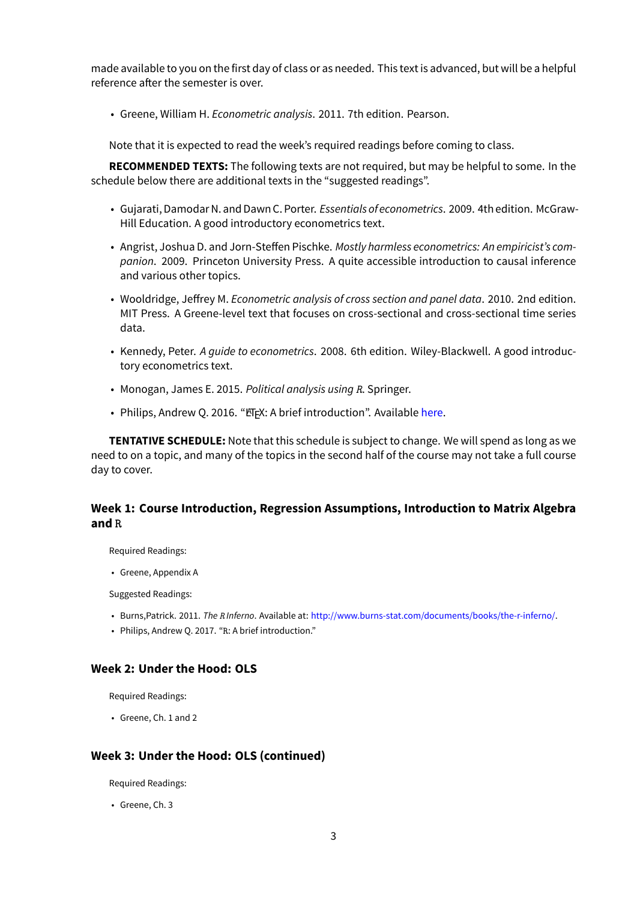made available to you on the first day of class or as needed. This text is advanced, but will be a helpful reference after the semester is over.

- Greene, William H. *Econometric analysis*. 2011. 7th edition. Pearson.

Note that it is expected to read the week's required readings before coming to class.

**RECOMMENDED TEXTS:** The following texts are not required, but may be helpful to some. In the schedule below there are additional texts in the "suggested readings".

- Gujarati, Damodar N. and Dawn C. Porter. *Essentials of econometrics*. 2009. 4th edition. McGraw-Hill Education. A good introductory econometrics text.
- Angrist, Joshua D. and Jorn-Steffen Pischke. *Mostly harmless econometrics: An empiricist's companion*. 2009. Princeton University Press. A quite accessible introduction to causal inference and various other topics.
- Wooldridge, Jeffrey M. *Econometric analysis of cross section and panel data*. 2010. 2nd edition. MIT Press. A Greene-level text that focuses on cross-sectional and cross-sectional time series data.
- Kennedy, Peter. *A guide to econometrics*. 2008. 6th edition. Wiley-Blackwell. A good introductory econometrics text.
- Monogan, James E. 2015. *Political analysis using R*. Springer.
- Philips, Andrew Q. 2016. "LaTeX: A brief introduction". Available here.

**TENTATIVE SCHEDULE:** Note that this schedule is subject to change. We will spend as long as we need to on a topic, and many of the topics in the second half of the course may not take a full course day to cover.

### Week 1: Course Introduction, Regression Assumptions, Introduction to Matrix Algebra and R

Required Readings:

- Greene, Appendix A

Suggested Readings:

- Burns,Patrick. 2011. *The R Inferno*. Available at: http://www.burns-stat.com/documents/books/the-r-inferno/.
- Philips, Andrew Q. 2017. "R: A brief introduction."

### Week 2: Under the Hood: OLS

Required Readings:

- Greene, Ch. 1 and 2

### Week 3: Under the Hood: OLS (continued)

Required Readings:

- Greene, Ch. 3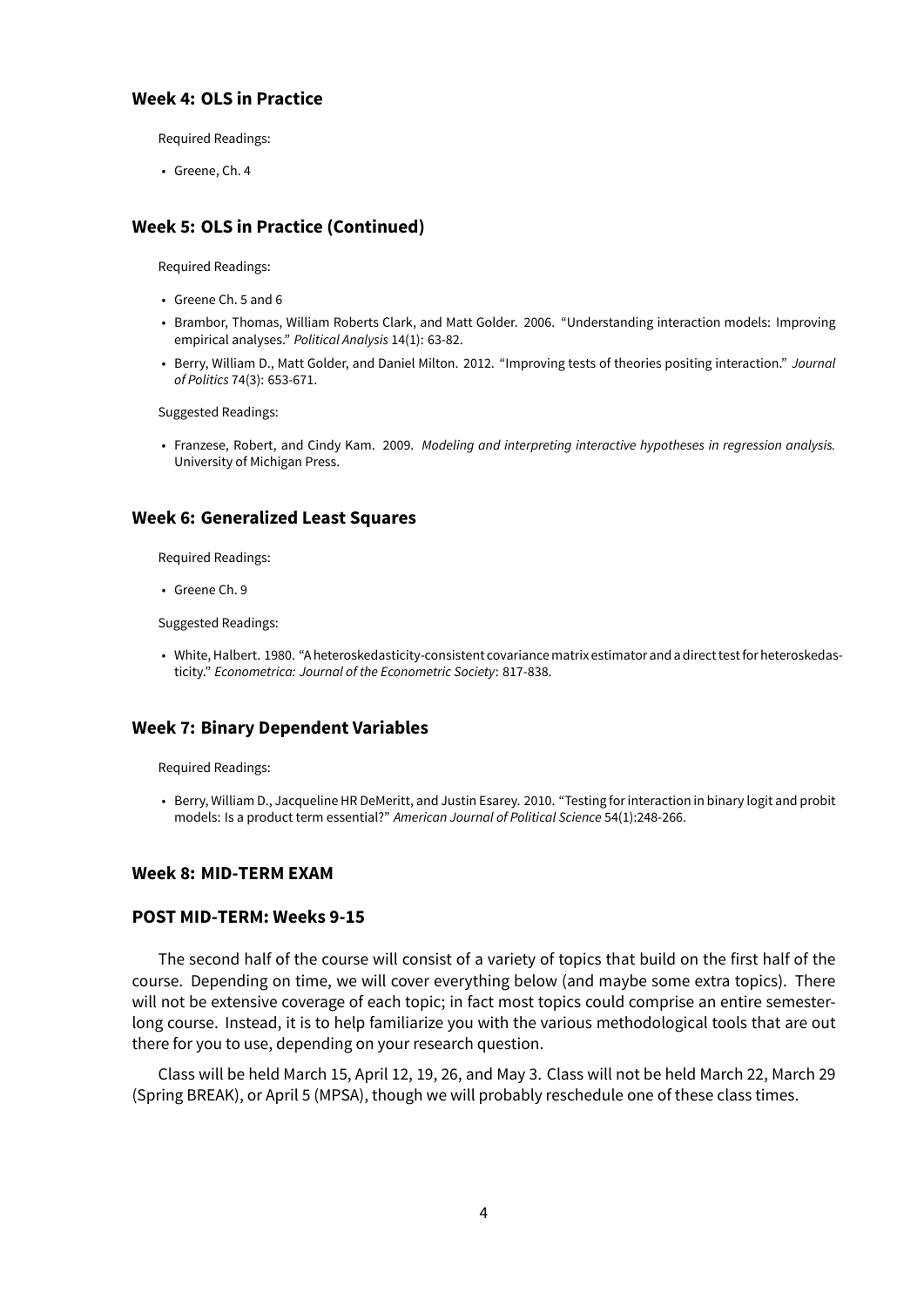### Week 4: OLS in Practice

Required Readings:

- Greene, Ch. 4

### Week 5: OLS in Practice (Continued)

Required Readings:

- Greene Ch. 5 and 6
- Brambor, Thomas, William Roberts Clark, and Matt Golder. 2006. "Understanding interaction models: Improving empirical analyses." *Political Analysis* 14(1): 63-82.
- Berry, William D., Matt Golder, and Daniel Milton. 2012. "Improving tests of theories positing interaction." *Journal of Politics* 74(3): 653-671.

Suggested Readings:

- Franzese, Robert, and Cindy Kam. 2009. *Modeling and interpreting interactive hypotheses in regression analysis.* University of Michigan Press.

### Week 6: Generalized Least Squares

Required Readings:

- Greene Ch. 9

Suggested Readings:

- White, Halbert. 1980. "A heteroskedasticity-consistent covariance matrix estimator and a direct test for heteroskedasticity." *Econometrica: Journal of the Econometric Society*: 817-838.

### Week 7: Binary Dependent Variables

Required Readings:

- Berry, William D., Jacqueline HR DeMeritt, and Justin Esarey. 2010. "Testing for interaction in binary logit and probit models: Is a product term essential?" *American Journal of Political Science* 54(1):248-266.

### Week 8: MID-TERM EXAM

### POST MID-TERM: Weeks 9-15

The second half of the course will consist of a variety of topics that build on the first half of the course. Depending on time, we will cover everything below (and maybe some extra topics). There will not be extensive coverage of each topic; in fact most topics could comprise an entire semester-long course. Instead, it is to help familiarize you with the various methodological tools that are out there for you to use, depending on your research question.

Class will be held March 15, April 12, 19, 26, and May 3. Class will not be held March 22, March 29 (Spring BREAK), or April 5 (MPSA), though we will probably reschedule one of these class times.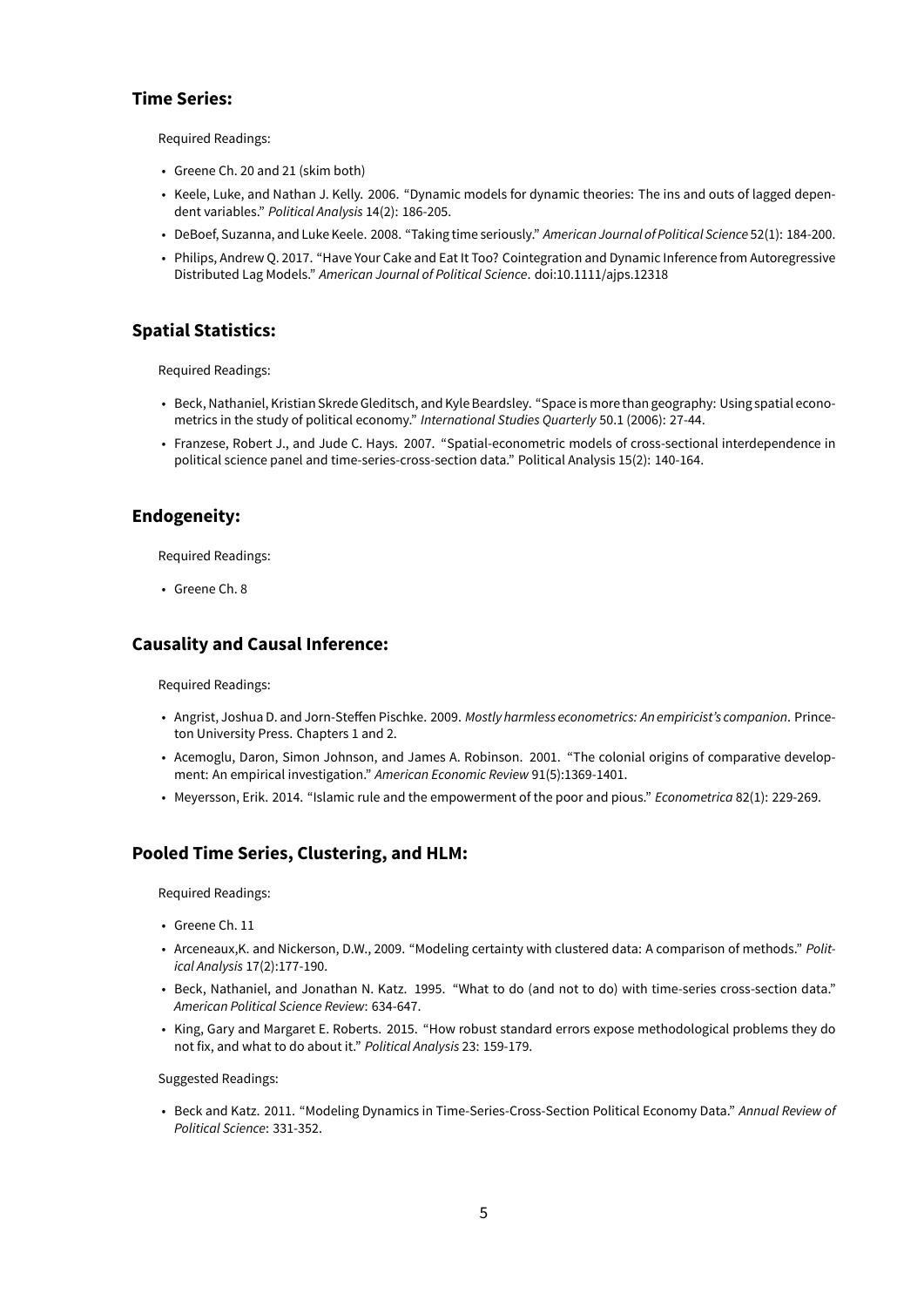## Time Series:

Required Readings:

- Greene Ch. 20 and 21 (skim both)
- Keele, Luke, and Nathan J. Kelly. 2006. "Dynamic models for dynamic theories: The ins and outs of lagged dependent variables." *Political Analysis* 14(2): 186-205.
- DeBoef, Suzanna, and Luke Keele. 2008. "Taking time seriously." *American Journal of Political Science* 52(1): 184-200.
- Philips, Andrew Q. 2017. "Have Your Cake and Eat It Too? Cointegration and Dynamic Inference from Autoregressive Distributed Lag Models." *American Journal of Political Science*. doi:10.1111/ajps.12318

## Spatial Statistics:

Required Readings:

- Beck, Nathaniel, Kristian Skrede Gleditsch, and Kyle Beardsley. "Space is more than geography: Using spatial econometrics in the study of political economy." *International Studies Quarterly* 50.1 (2006): 27-44.
- Franzese, Robert J., and Jude C. Hays. 2007. "Spatial-econometric models of cross-sectional interdependence in political science panel and time-series-cross-section data." Political Analysis 15(2): 140-164.

## Endogeneity:

Required Readings:

- Greene Ch. 8

## Causality and Causal Inference:

Required Readings:

- Angrist, Joshua D. and Jorn-Steffen Pischke. 2009. *Mostly harmless econometrics: An empiricist's companion*. Princeton University Press. Chapters 1 and 2.
- Acemoglu, Daron, Simon Johnson, and James A. Robinson. 2001. "The colonial origins of comparative development: An empirical investigation." *American Economic Review* 91(5):1369-1401.
- Meyersson, Erik. 2014. "Islamic rule and the empowerment of the poor and pious." *Econometrica* 82(1): 229-269.

## Pooled Time Series, Clustering, and HLM:

Required Readings:

- Greene Ch. 11
- Arceneaux,K. and Nickerson, D.W., 2009. "Modeling certainty with clustered data: A comparison of methods." *Political Analysis* 17(2):177-190.
- Beck, Nathaniel, and Jonathan N. Katz. 1995. "What to do (and not to do) with time-series cross-section data." *American Political Science Review*: 634-647.
- King, Gary and Margaret E. Roberts. 2015. "How robust standard errors expose methodological problems they do not fix, and what to do about it." *Political Analysis* 23: 159-179.

Suggested Readings:

- Beck and Katz. 2011. "Modeling Dynamics in Time-Series-Cross-Section Political Economy Data." *Annual Review of Political Science*: 331-352.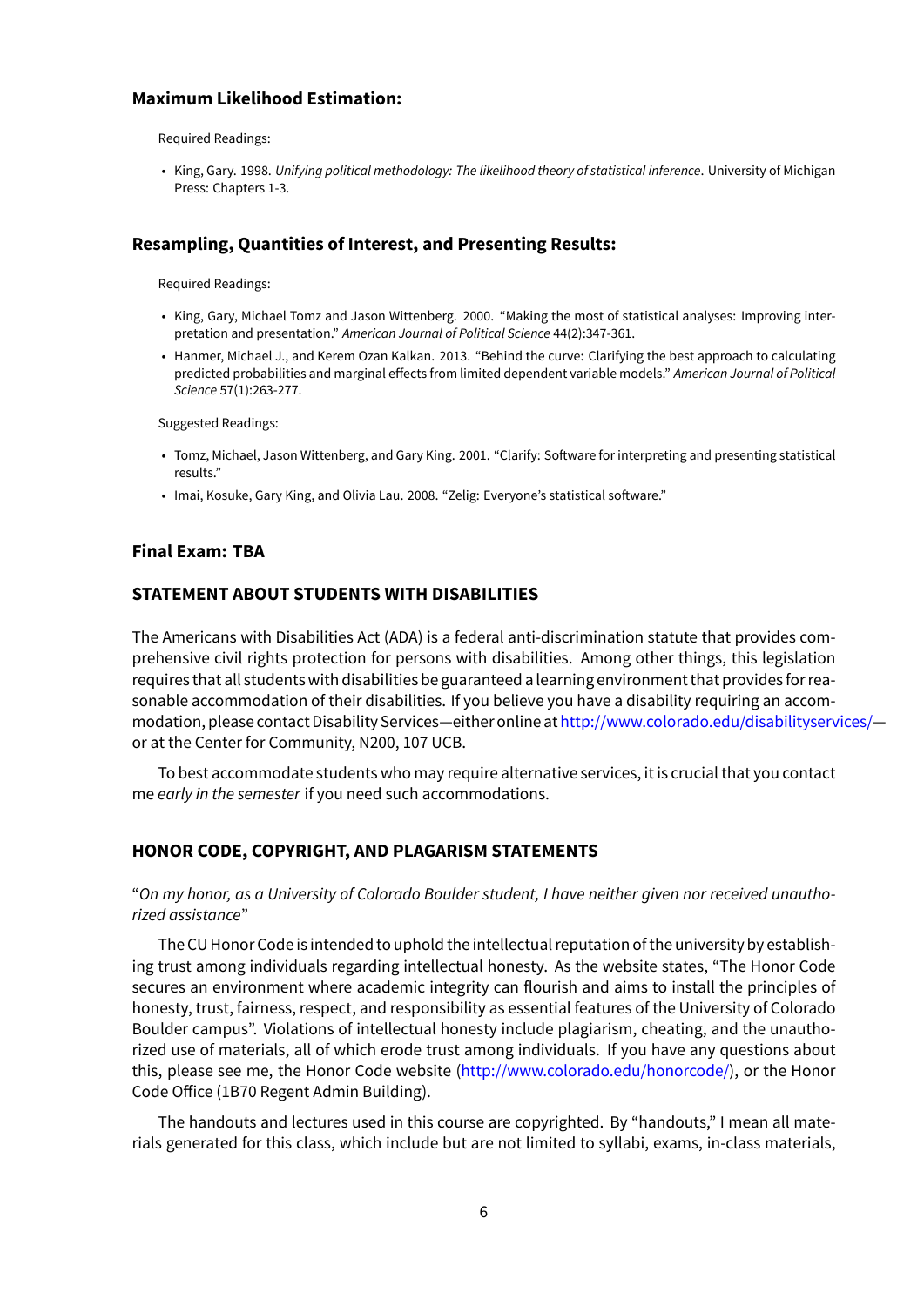### Maximum Likelihood Estimation:

Required Readings:

- King, Gary. 1998. *Unifying political methodology: The likelihood theory of statistical inference*. University of Michigan Press: Chapters 1-3.

### Resampling, Quantities of Interest, and Presenting Results:

Required Readings:

- King, Gary, Michael Tomz and Jason Wittenberg. 2000. "Making the most of statistical analyses: Improving interpretation and presentation." *American Journal of Political Science* 44(2):347-361.
- Hanmer, Michael J., and Kerem Ozan Kalkan. 2013. "Behind the curve: Clarifying the best approach to calculating predicted probabilities and marginal effects from limited dependent variable models." *American Journal of Political Science* 57(1):263-277.

Suggested Readings:

- Tomz, Michael, Jason Wittenberg, and Gary King. 2001. "Clarify: Software for interpreting and presenting statistical results."
- Imai, Kosuke, Gary King, and Olivia Lau. 2008. "Zelig: Everyone's statistical software."

### Final Exam: TBA

### STATEMENT ABOUT STUDENTS WITH DISABILITIES

The Americans with Disabilities Act (ADA) is a federal anti-discrimination statute that provides comprehensive civil rights protection for persons with disabilities. Among other things, this legislation requires that all students with disabilities be guaranteed a learning environment that provides for reasonable accommodation of their disabilities. If you believe you have a disability requiring an accommodation, please contact Disability Services—either online at http://www.colorado.edu/disabilityservices/—or at the Center for Community, N200, 107 UCB.

To best accommodate students who may require alternative services, it is crucial that you contact me *early in the semester* if you need such accommodations.

### HONOR CODE, COPYRIGHT, AND PLAGARISM STATEMENTS

"*On my honor, as a University of Colorado Boulder student, I have neither given nor received unauthorized assistance*"

The CU Honor Code is intended to uphold the intellectual reputation of the university by establishing trust among individuals regarding intellectual honesty. As the website states, "The Honor Code secures an environment where academic integrity can flourish and aims to install the principles of honesty, trust, fairness, respect, and responsibility as essential features of the University of Colorado Boulder campus". Violations of intellectual honesty include plagiarism, cheating, and the unauthorized use of materials, all of which erode trust among individuals. If you have any questions about this, please see me, the Honor Code website (http://www.colorado.edu/honorcode/), or the Honor Code Office (1B70 Regent Admin Building).

The handouts and lectures used in this course are copyrighted. By "handouts," I mean all materials generated for this class, which include but are not limited to syllabi, exams, in-class materials,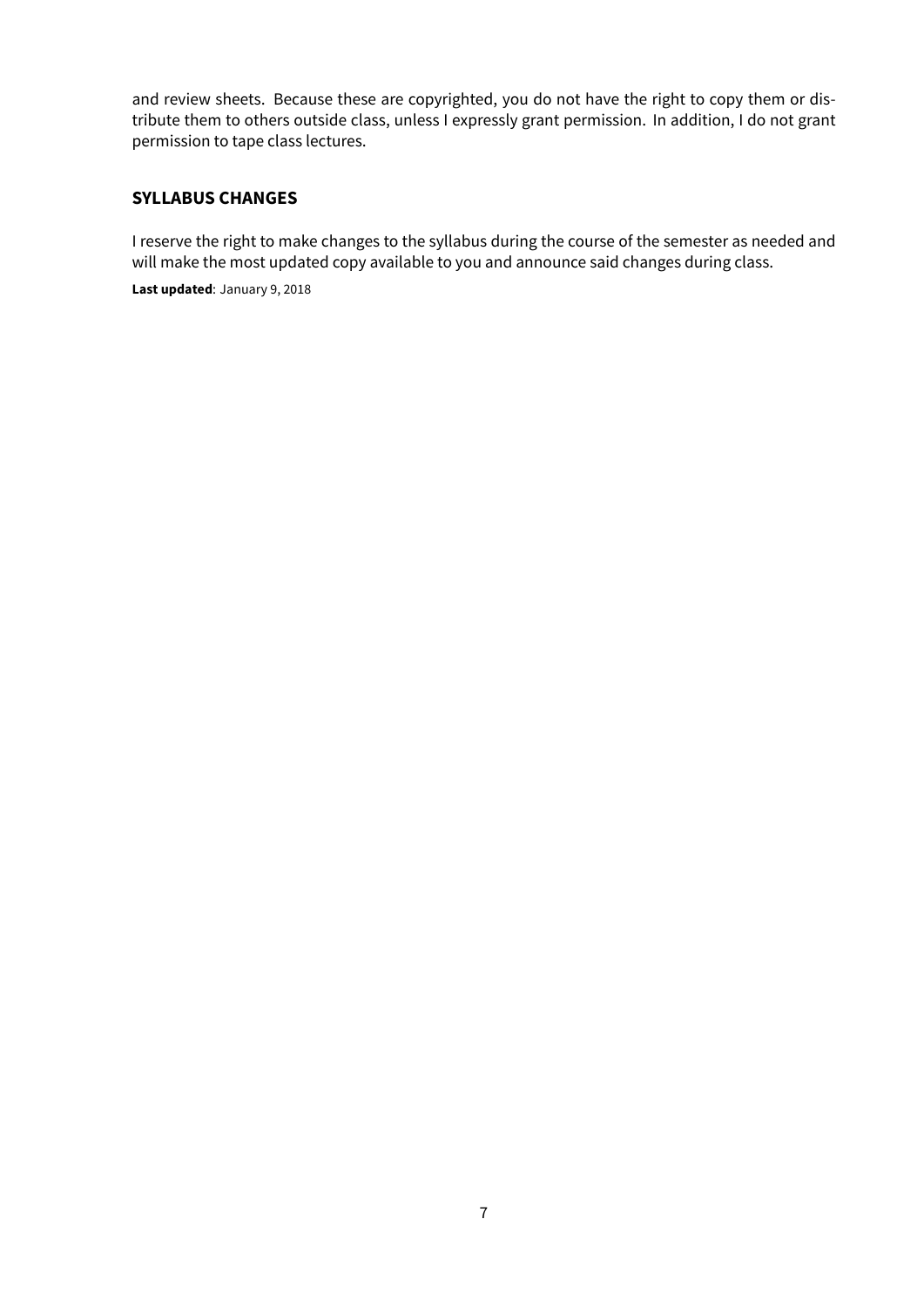and review sheets. Because these are copyrighted, you do not have the right to copy them or distribute them to others outside class, unless I expressly grant permission. In addition, I do not grant permission to tape class lectures.

## SYLLABUS CHANGES

I reserve the right to make changes to the syllabus during the course of the semester as needed and will make the most updated copy available to you and announce said changes during class.

**Last updated**: January 9, 2018